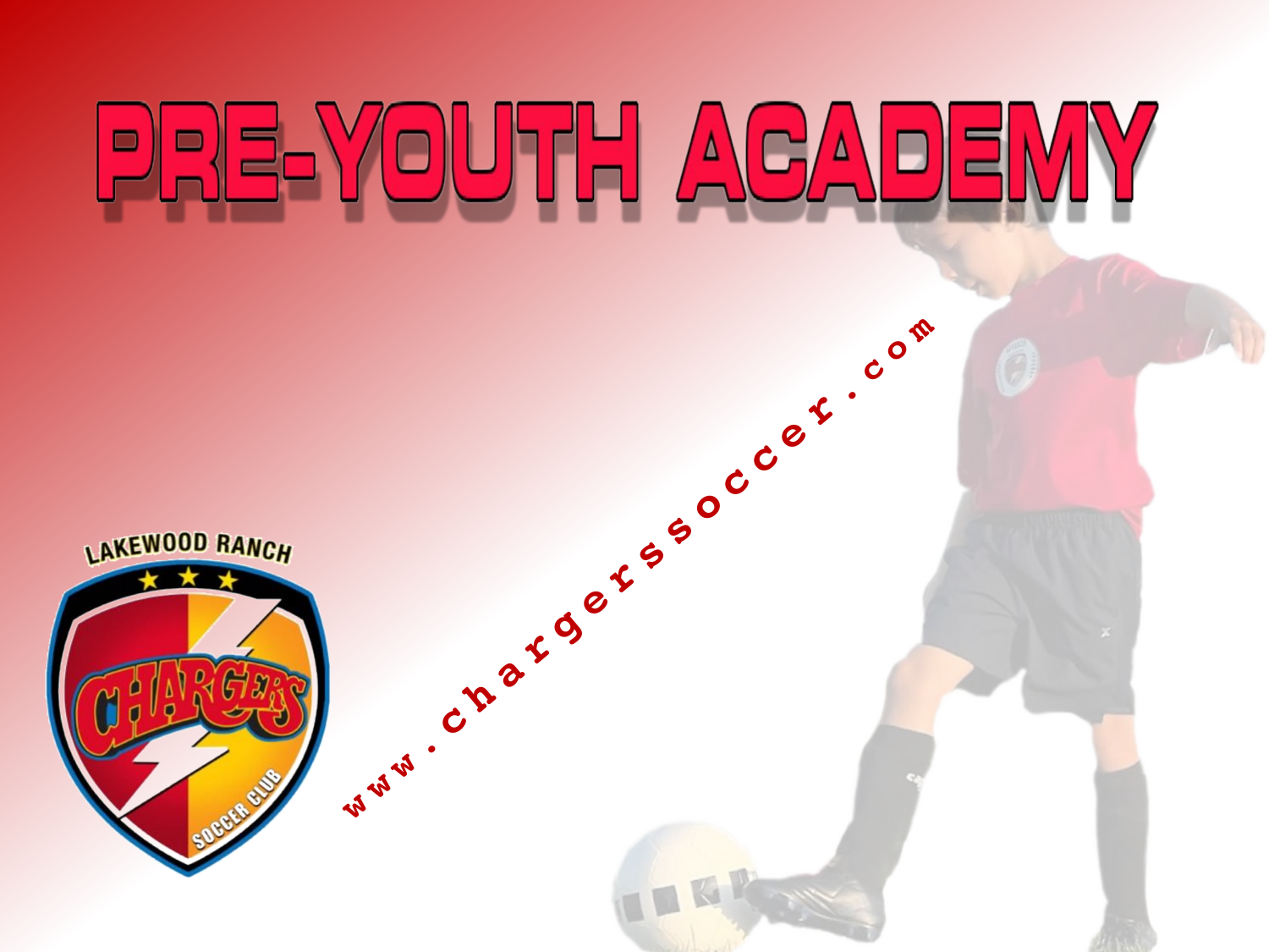# PRE-YOUTH ACADEMY

www.chargerssoccer.com

LAKEWOOD RANCH

CHARGERS

SOCCER CLUB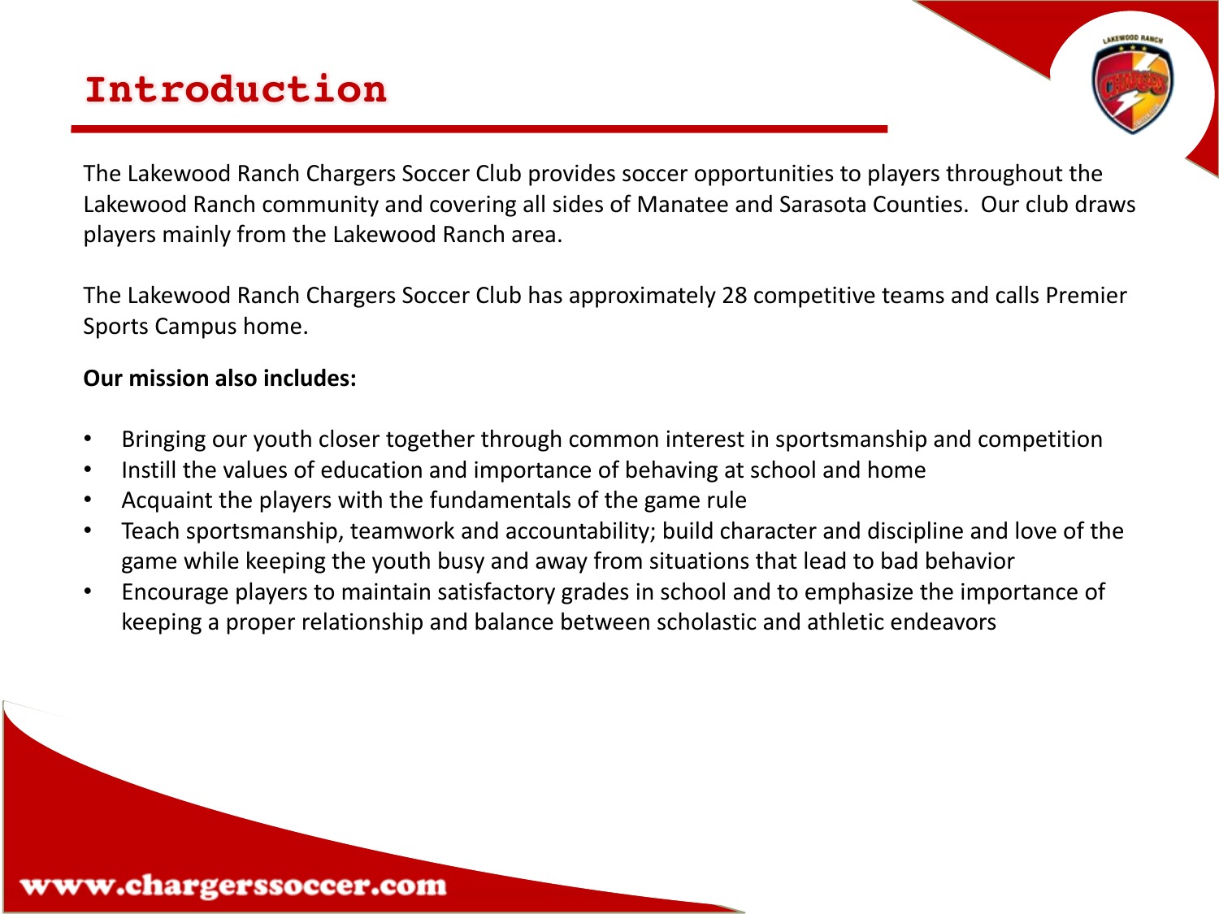# Introduction

The Lakewood Ranch Chargers Soccer Club provides soccer opportunities to players throughout the Lakewood Ranch community and covering all sides of Manatee and Sarasota Counties. Our club draws players mainly from the Lakewood Ranch area.

The Lakewood Ranch Chargers Soccer Club has approximately 28 competitive teams and calls Premier Sports Campus home.

**Our mission also includes:**

- Bringing our youth closer together through common interest in sportsmanship and competition
- Instill the values of education and importance of behaving at school and home
- Acquaint the players with the fundamentals of the game rule
- Teach sportsmanship, teamwork and accountability; build character and discipline and love of the game while keeping the youth busy and away from situations that lead to bad behavior
- Encourage players to maintain satisfactory grades in school and to emphasize the importance of keeping a proper relationship and balance between scholastic and athletic endeavors

www.chargerssoccer.com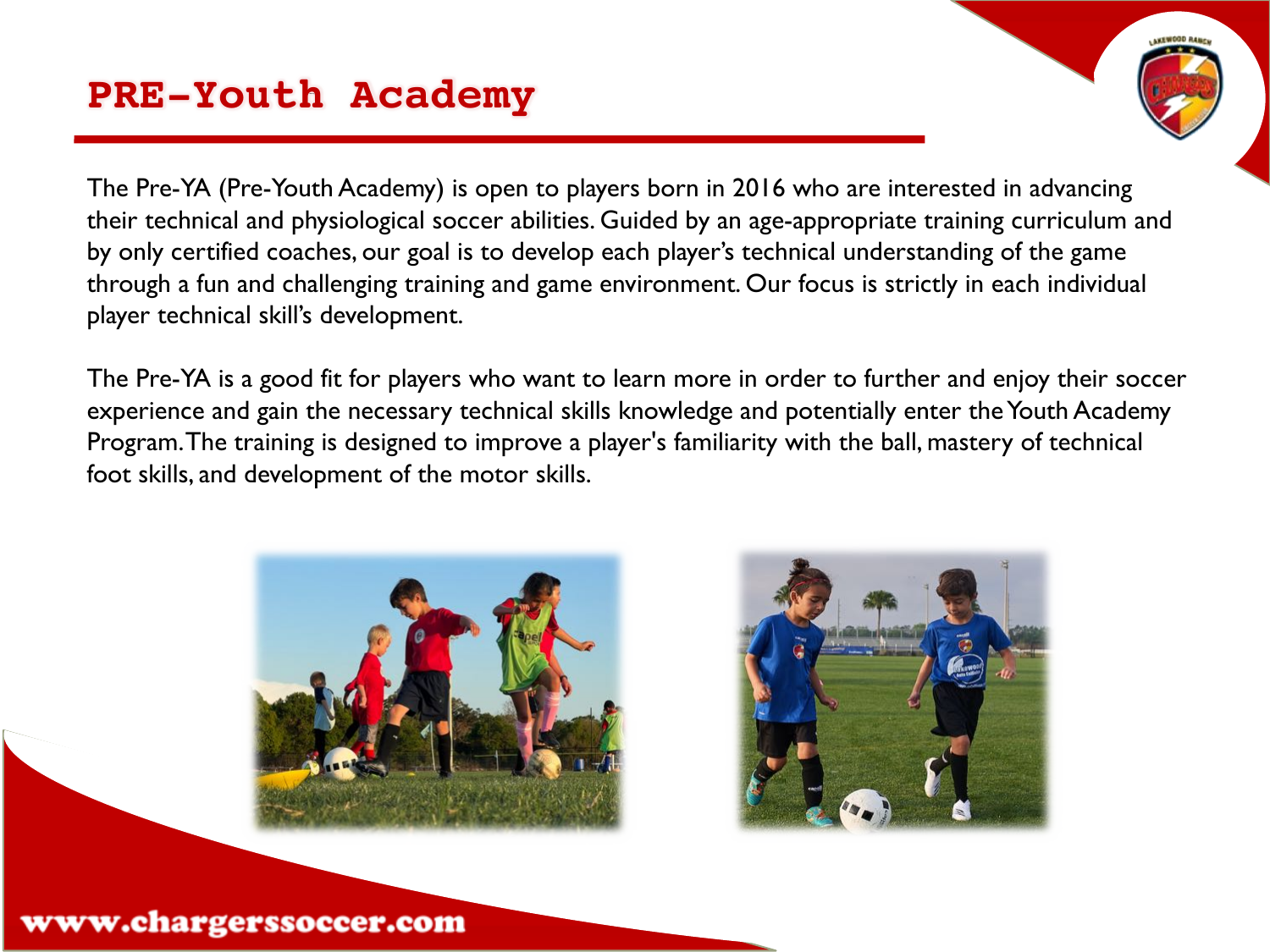# PRE-Youth Academy

The Pre-YA (Pre-Youth Academy) is open to players born in 2016 who are interested in advancing their technical and physiological soccer abilities. Guided by an age-appropriate training curriculum and by only certified coaches, our goal is to develop each player's technical understanding of the game through a fun and challenging training and game environment. Our focus is strictly in each individual player technical skill's development.

The Pre-YA is a good fit for players who want to learn more in order to further and enjoy their soccer experience and gain the necessary technical skills knowledge and potentially enter the Youth Academy Program. The training is designed to improve a player's familiarity with the ball, mastery of technical foot skills, and development of the motor skills.

www.chargerssoccer.com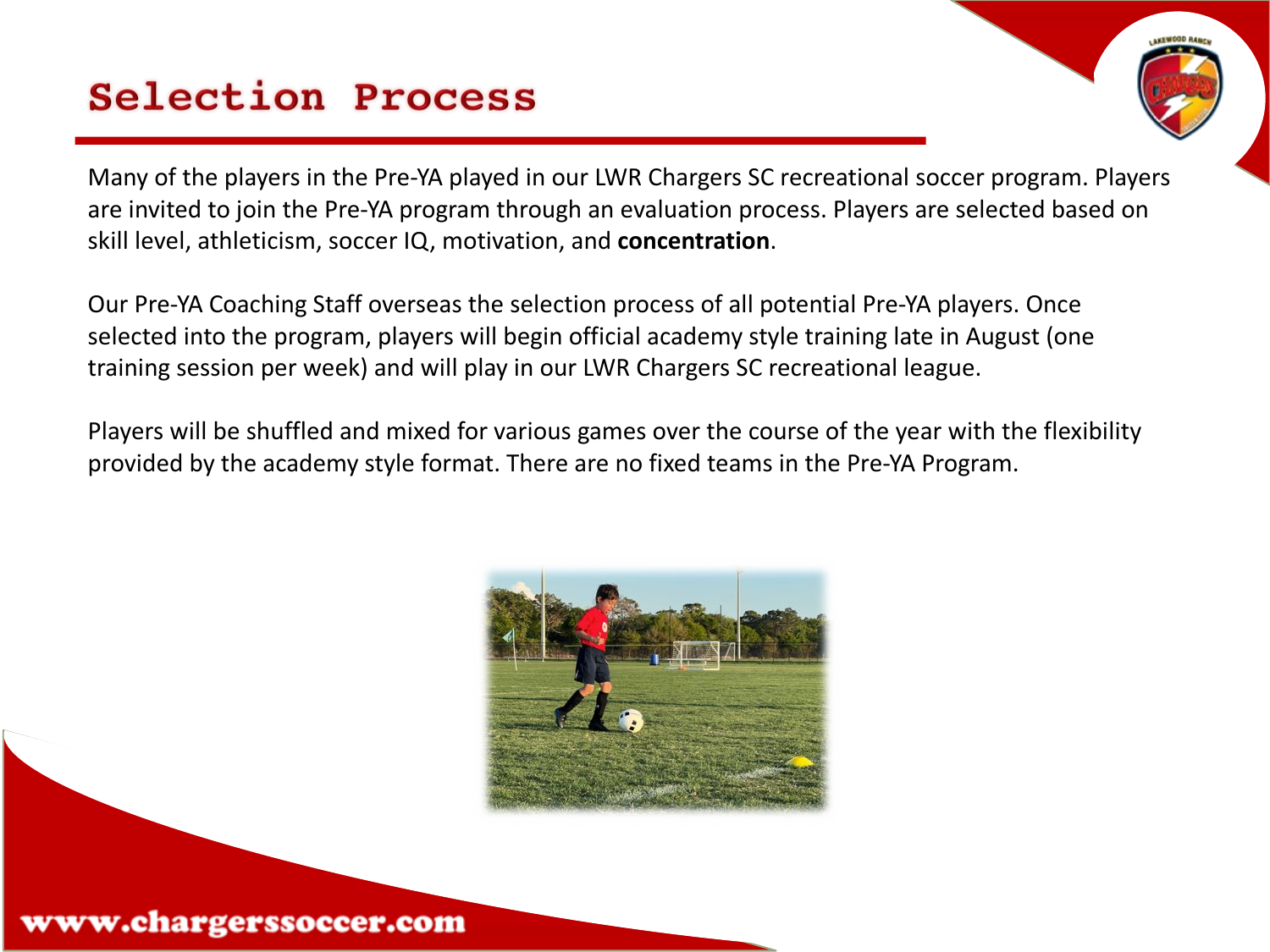# Selection Process

Many of the players in the Pre-YA played in our LWR Chargers SC recreational soccer program. Players are invited to join the Pre-YA program through an evaluation process. Players are selected based on skill level, athleticism, soccer IQ, motivation, and **concentration**.

Our Pre-YA Coaching Staff overseas the selection process of all potential Pre-YA players. Once selected into the program, players will begin official academy style training late in August (one training session per week) and will play in our LWR Chargers SC recreational league.

Players will be shuffled and mixed for various games over the course of the year with the flexibility provided by the academy style format. There are no fixed teams in the Pre-YA Program.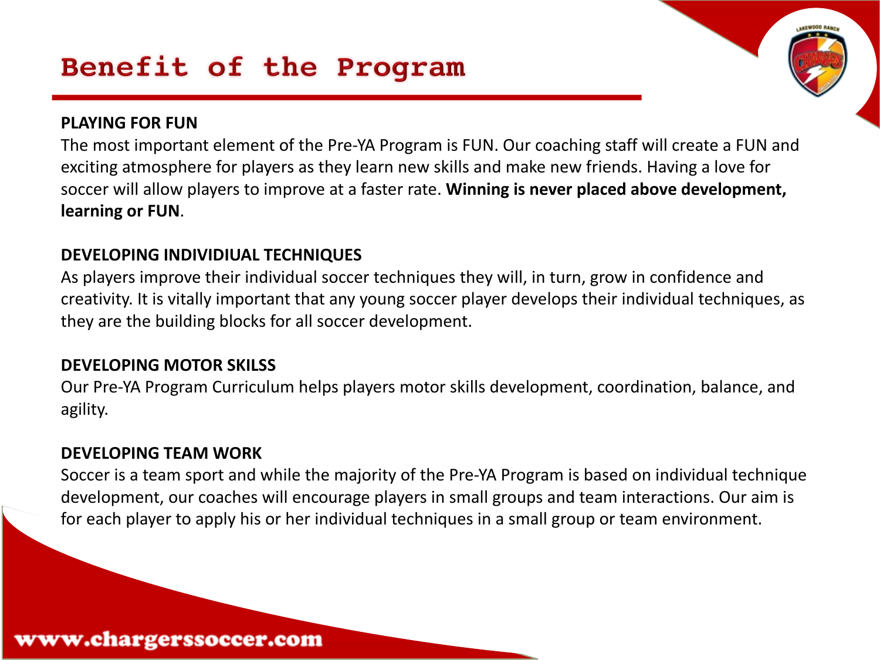# Benefit of the Program

**PLAYING FOR FUN**

The most important element of the Pre-YA Program is FUN. Our coaching staff will create a FUN and exciting atmosphere for players as they learn new skills and make new friends. Having a love for soccer will allow players to improve at a faster rate. **Winning is never placed above development, learning or FUN**.

**DEVELOPING INDIVIDIUAL TECHNIQUES**

As players improve their individual soccer techniques they will, in turn, grow in confidence and creativity. It is vitally important that any young soccer player develops their individual techniques, as they are the building blocks for all soccer development.

**DEVELOPING MOTOR SKILSS**

Our Pre-YA Program Curriculum helps players motor skills development, coordination, balance, and agility.

**DEVELOPING TEAM WORK**

Soccer is a team sport and while the majority of the Pre-YA Program is based on individual technique development, our coaches will encourage players in small groups and team interactions. Our aim is for each player to apply his or her individual techniques in a small group or team environment.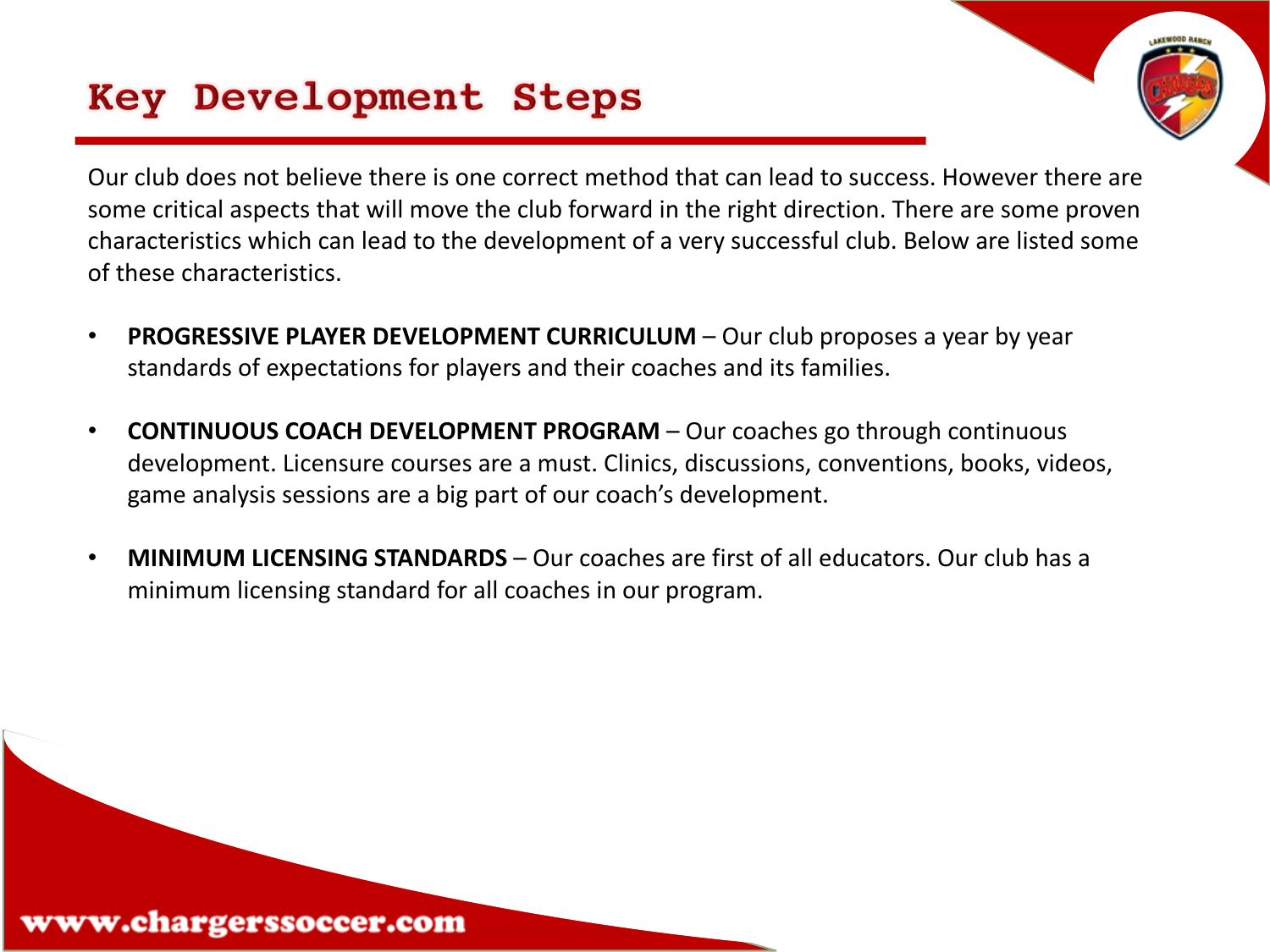# Key Development Steps

Our club does not believe there is one correct method that can lead to success. However there are some critical aspects that will move the club forward in the right direction. There are some proven characteristics which can lead to the development of a very successful club. Below are listed some of these characteristics.

- **PROGRESSIVE PLAYER DEVELOPMENT CURRICULUM** – Our club proposes a year by year standards of expectations for players and their coaches and its families.

- **CONTINUOUS COACH DEVELOPMENT PROGRAM** – Our coaches go through continuous development. Licensure courses are a must. Clinics, discussions, conventions, books, videos, game analysis sessions are a big part of our coach's development.

- **MINIMUM LICENSING STANDARDS** – Our coaches are first of all educators. Our club has a minimum licensing standard for all coaches in our program.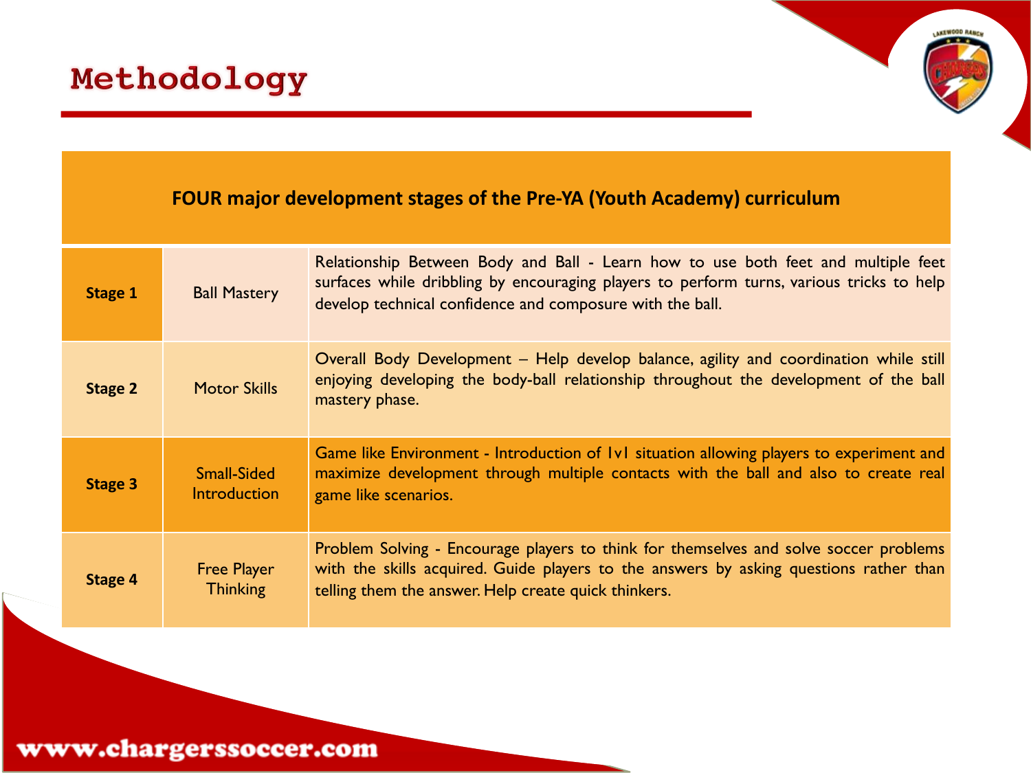# Methodology

| FOUR major development stages of the Pre-YA (Youth Academy) curriculum | | |
|---|---|---|
| **Stage 1** | Ball Mastery | Relationship Between Body and Ball - Learn how to use both feet and multiple feet surfaces while dribbling by encouraging players to perform turns, various tricks to help develop technical confidence and composure with the ball. |
| **Stage 2** | Motor Skills | Overall Body Development – Help develop balance, agility and coordination while still enjoying developing the body-ball relationship throughout the development of the ball mastery phase. |
| **Stage 3** | Small-Sided Introduction | Game like Environment - Introduction of 1v1 situation allowing players to experiment and maximize development through multiple contacts with the ball and also to create real game like scenarios. |
| **Stage 4** | Free Player Thinking | Problem Solving - Encourage players to think for themselves and solve soccer problems with the skills acquired. Guide players to the answers by asking questions rather than telling them the answer. Help create quick thinkers. |

www.chargerssoccer.com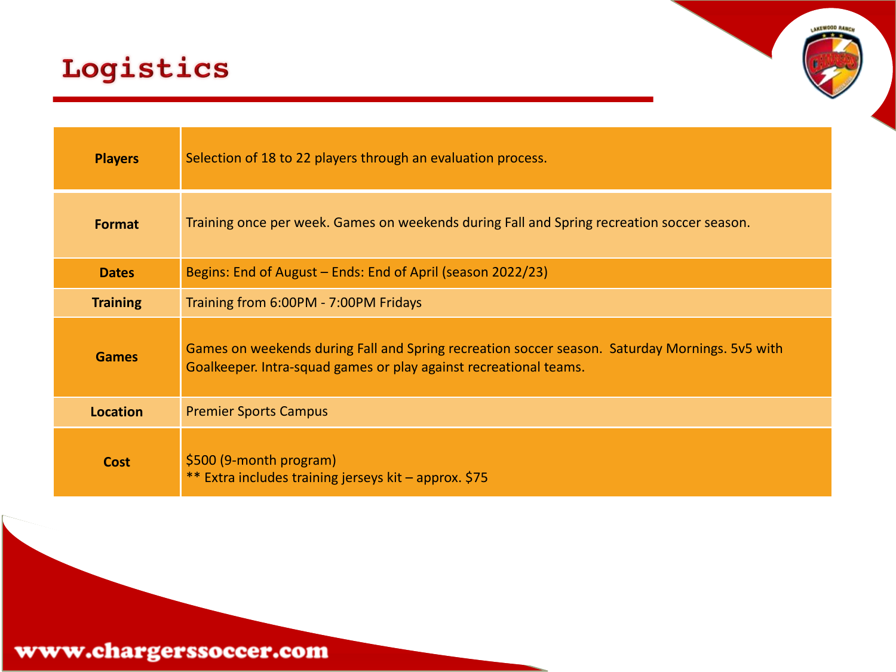# Logistics

| | |
|---|---|
| **Players** | Selection of 18 to 22 players through an evaluation process. |
| **Format** | Training once per week. Games on weekends during Fall and Spring recreation soccer season. |
| **Dates** | Begins: End of August – Ends: End of April (season 2022/23) |
| **Training** | Training from 6:00PM - 7:00PM Fridays |
| **Games** | Games on weekends during Fall and Spring recreation soccer season. Saturday Mornings. 5v5 with Goalkeeper. Intra-squad games or play against recreational teams. |
| **Location** | Premier Sports Campus |
| **Cost** | $500 (9-month program)<br>** Extra includes training jerseys kit – approx. $75 |

www.chargerssoccer.com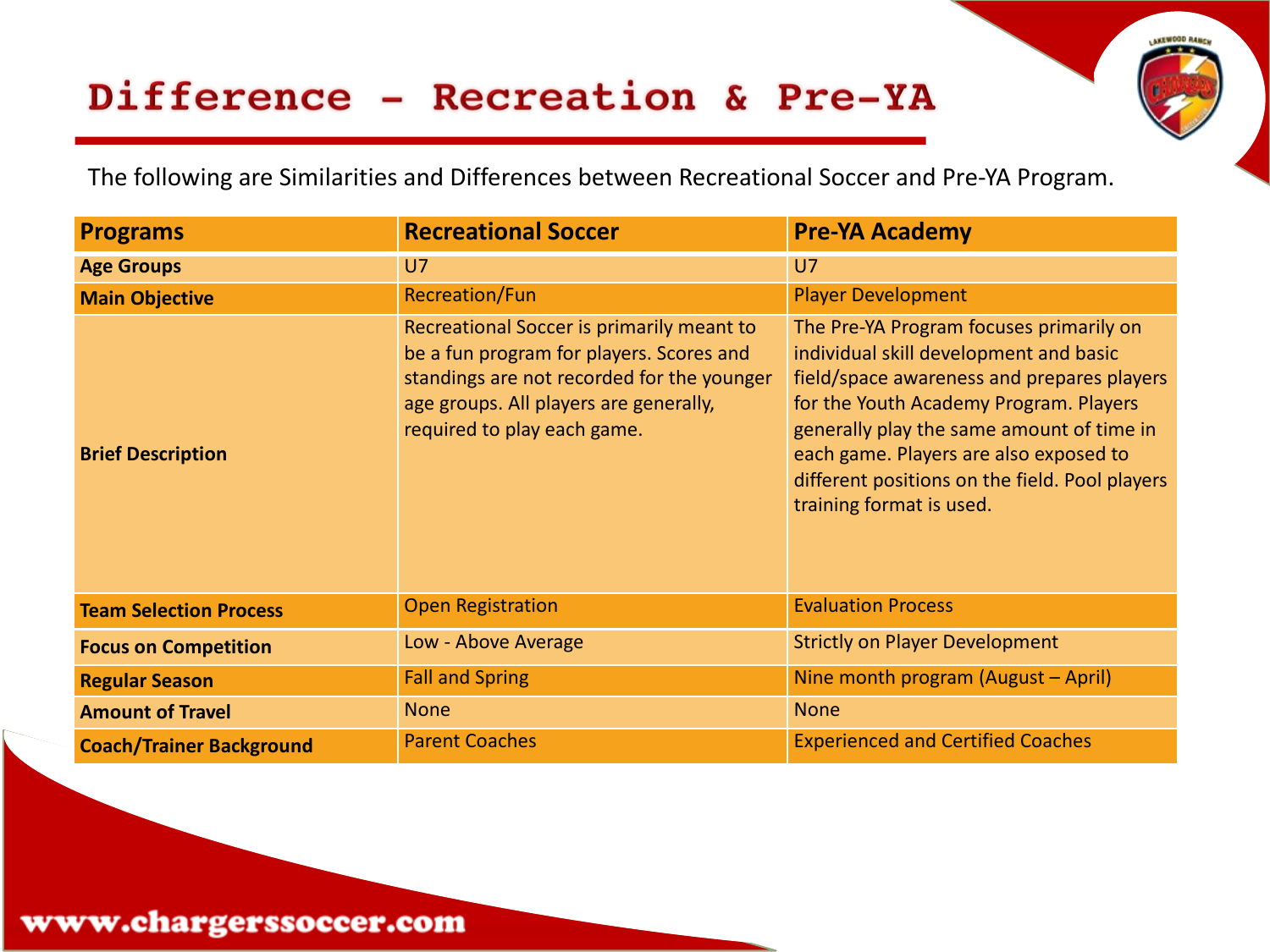# Difference – Recreation & Pre-YA

The following are Similarities and Differences between Recreational Soccer and Pre-YA Program.

| Programs | Recreational Soccer | Pre-YA Academy |
|---|---|---|
| **Age Groups** | U7 | U7 |
| **Main Objective** | Recreation/Fun | Player Development |
| **Brief Description** | Recreational Soccer is primarily meant to be a fun program for players. Scores and standings are not recorded for the younger age groups. All players are generally, required to play each game. | The Pre-YA Program focuses primarily on individual skill development and basic field/space awareness and prepares players for the Youth Academy Program. Players generally play the same amount of time in each game. Players are also exposed to different positions on the field. Pool players training format is used. |
| **Team Selection Process** | Open Registration | Evaluation Process |
| **Focus on Competition** | Low - Above Average | Strictly on Player Development |
| **Regular Season** | Fall and Spring | Nine month program (August – April) |
| **Amount of Travel** | None | None |
| **Coach/Trainer Background** | Parent Coaches | Experienced and Certified Coaches |

www.chargerssoccer.com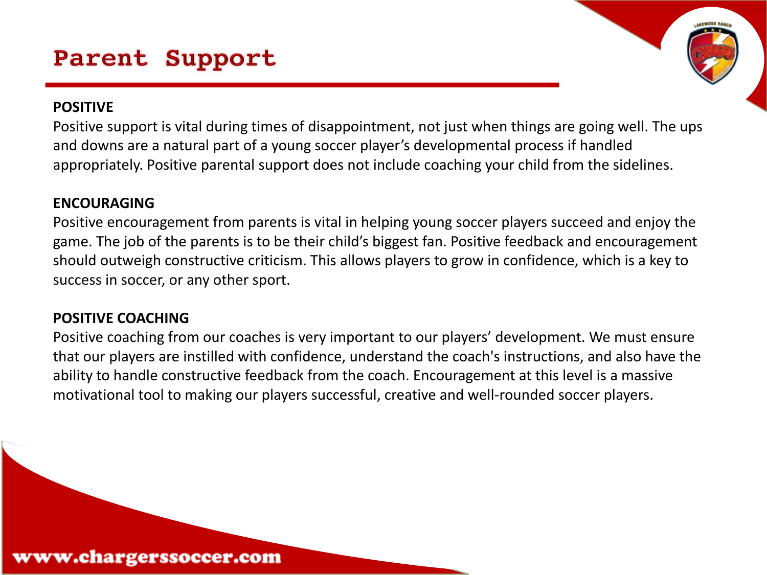# Parent Support

**POSITIVE**

Positive support is vital during times of disappointment, not just when things are going well. The ups and downs are a natural part of a young soccer player's developmental process if handled appropriately. Positive parental support does not include coaching your child from the sidelines.

**ENCOURAGING**

Positive encouragement from parents is vital in helping young soccer players succeed and enjoy the game. The job of the parents is to be their child's biggest fan. Positive feedback and encouragement should outweigh constructive criticism. This allows players to grow in confidence, which is a key to success in soccer, or any other sport.

**POSITIVE COACHING**

Positive coaching from our coaches is very important to our players' development. We must ensure that our players are instilled with confidence, understand the coach's instructions, and also have the ability to handle constructive feedback from the coach. Encouragement at this level is a massive motivational tool to making our players successful, creative and well-rounded soccer players.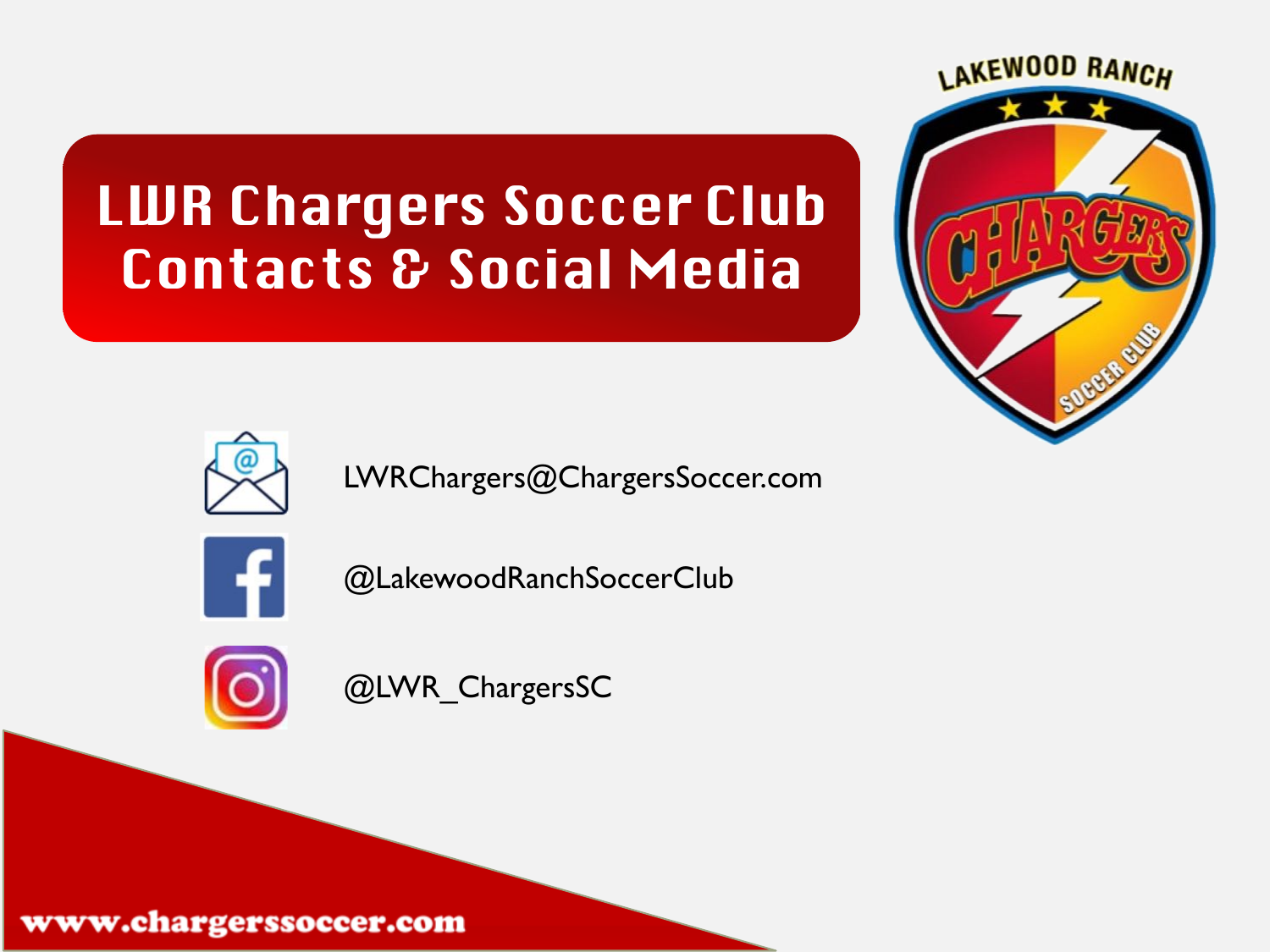# LWR Chargers Soccer Club Contacts & Social Media

LWRChargers@ChargersSoccer.com

@LakewoodRanchSoccerClub

@LWR_ChargersSC

www.chargerssoccer.com